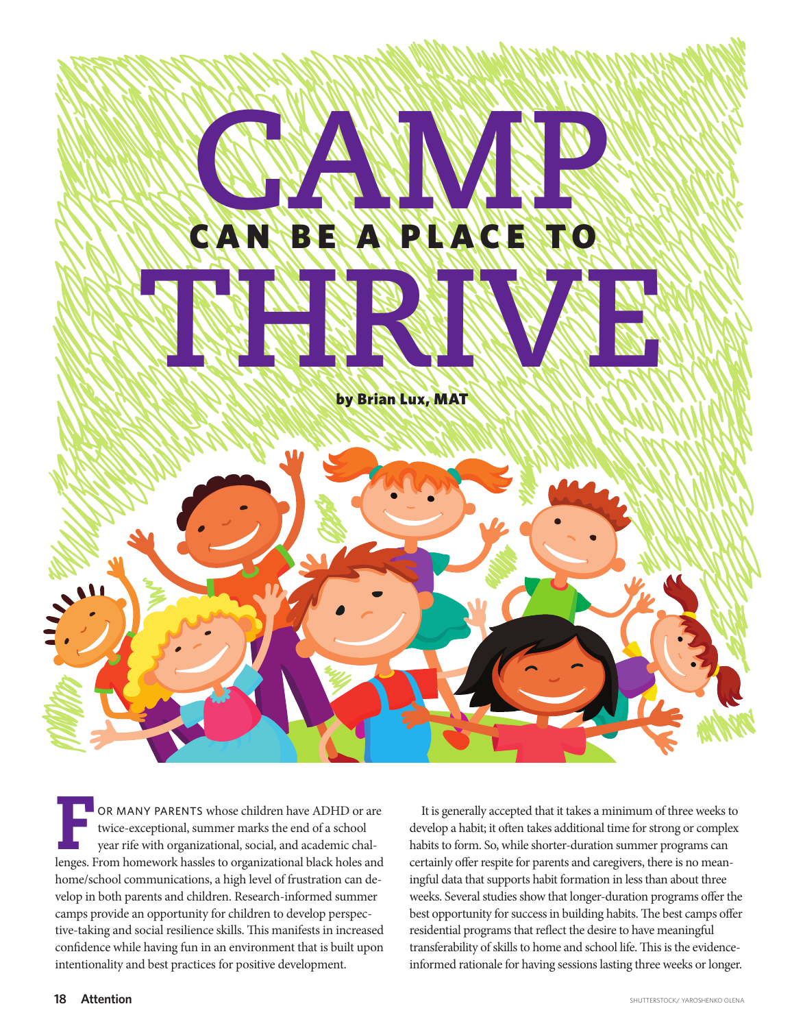# CAMP CAN BE A PLACE TO THRIVE

**by Brian Lux, MAT**

FOR MANY PARENTS whose children have ADHD or are twice-exceptional, summer marks the end of a school year rife with organizational, social, and academic challenges. From homework hassles to organizational black holes and home/school communications, a high level of frustration can develop in both parents and children. Research-informed summer camps provide an opportunity for children to develop perspective-taking and social resilience skills. This manifests in increased confidence while having fun in an environment that is built upon intentionality and best practices for positive development.

It is generally accepted that it takes a minimum of three weeks to develop a habit; it often takes additional time for strong or complex habits to form. So, while shorter-duration summer programs can certainly offer respite for parents and caregivers, there is no meaningful data that supports habit formation in less than about three weeks. Several studies show that longer-duration programs offer the best opportunity for success in building habits. The best camps offer residential programs that reflect the desire to have meaningful transferability of skills to home and school life. This is the evidence-informed rationale for having sessions lasting three weeks or longer.

SHUTTERSTOCK/ YAROSHENKO OLENA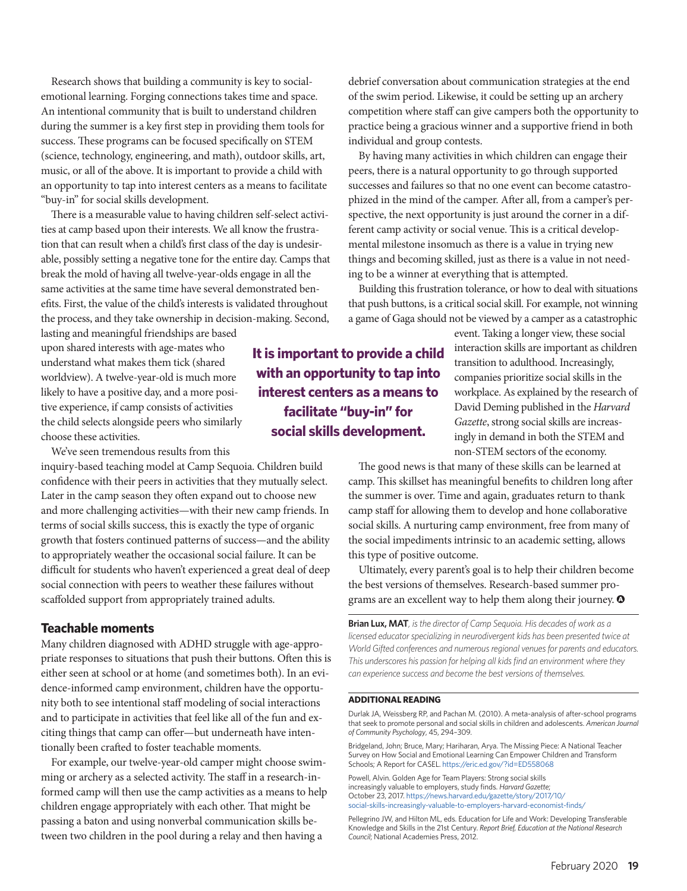Research shows that building a community is key to social-emotional learning. Forging connections takes time and space. An intentional community that is built to understand children during the summer is a key first step in providing them tools for success. These programs can be focused specifically on STEM (science, technology, engineering, and math), outdoor skills, art, music, or all of the above. It is important to provide a child with an opportunity to tap into interest centers as a means to facilitate "buy-in" for social skills development.

There is a measurable value to having children self-select activities at camp based upon their interests. We all know the frustration that can result when a child's first class of the day is undesirable, possibly setting a negative tone for the entire day. Camps that break the mold of having all twelve-year-olds engage in all the same activities at the same time have several demonstrated benefits. First, the value of the child's interests is validated throughout the process, and they take ownership in decision-making. Second, lasting and meaningful friendships are based upon shared interests with age-mates who understand what makes them tick (shared worldview). A twelve-year-old is much more likely to have a positive day, and a more positive experience, if camp consists of activities the child selects alongside peers who similarly choose these activities.

We've seen tremendous results from this inquiry-based teaching model at Camp Sequoia. Children build confidence with their peers in activities that they mutually select. Later in the camp season they often expand out to choose new and more challenging activities—with their new camp friends. In terms of social skills success, this is exactly the type of organic growth that fosters continued patterns of success—and the ability to appropriately weather the occasional social failure. It can be difficult for students who haven't experienced a great deal of deep social connection with peers to weather these failures without scaffolded support from appropriately trained adults.

**It is important to provide a child with an opportunity to tap into interest centers as a means to facilitate "buy-in" for social skills development.**

## Teachable moments

Many children diagnosed with ADHD struggle with age-appropriate responses to situations that push their buttons. Often this is either seen at school or at home (and sometimes both). In an evidence-informed camp environment, children have the opportunity both to see intentional staff modeling of social interactions and to participate in activities that feel like all of the fun and exciting things that camp can offer—but underneath have intentionally been crafted to foster teachable moments.

For example, our twelve-year-old camper might choose swimming or archery as a selected activity. The staff in a research-informed camp will then use the camp activities as a means to help children engage appropriately with each other. That might be passing a baton and using nonverbal communication skills between two children in the pool during a relay and then having a debrief conversation about communication strategies at the end of the swim period. Likewise, it could be setting up an archery competition where staff can give campers both the opportunity to practice being a gracious winner and a supportive friend in both individual and group contests.

By having many activities in which children can engage their peers, there is a natural opportunity to go through supported successes and failures so that no one event can become catastrophized in the mind of the camper. After all, from a camper's perspective, the next opportunity is just around the corner in a different camp activity or social venue. This is a critical developmental milestone insomuch as there is a value in trying new things and becoming skilled, just as there is a value in not needing to be a winner at everything that is attempted.

Building this frustration tolerance, or how to deal with situations that push buttons, is a critical social skill. For example, not winning a game of Gaga should not be viewed by a camper as a catastrophic event. Taking a longer view, these social interaction skills are important as children transition to adulthood. Increasingly, companies prioritize social skills in the workplace. As explained by the research of David Deming published in the *Harvard Gazette*, strong social skills are increasingly in demand in both the STEM and non-STEM sectors of the economy.

The good news is that many of these skills can be learned at camp. This skillset has meaningful benefits to children long after the summer is over. Time and again, graduates return to thank camp staff for allowing them to develop and hone collaborative social skills. A nurturing camp environment, free from many of the social impediments intrinsic to an academic setting, allows this type of positive outcome.

Ultimately, every parent's goal is to help their children become the best versions of themselves. Research-based summer programs are an excellent way to help them along their journey.

**Brian Lux, MAT**, *is the director of Camp Sequoia. His decades of work as a licensed educator specializing in neurodivergent kids has been presented twice at World Gifted conferences and numerous regional venues for parents and educators. This underscores his passion for helping all kids find an environment where they can experience success and become the best versions of themselves.*

### ADDITIONAL READING

Durlak JA, Weissberg RP, and Pachan M. (2010). A meta-analysis of after-school programs that seek to promote personal and social skills in children and adolescents. *American Journal of Community Psychology*, 45, 294–309.

Bridgeland, John; Bruce, Mary; Hariharan, Arya. The Missing Piece: A National Teacher Survey on How Social and Emotional Learning Can Empower Children and Transform Schools; A Report for CASEL. https://eric.ed.gov/?id=ED558068

Powell, Alvin. Golden Age for Team Players: Strong social skills increasingly valuable to employers, study finds. *Harvard Gazette*; October 23, 2017. https://news.harvard.edu/gazette/story/2017/10/social-skills-increasingly-valuable-to-employers-harvard-economist-finds/

Pellegrino JW, and Hilton ML, eds. Education for Life and Work: Developing Transferable Knowledge and Skills in the 21st Century. *Report Brief, Education at the National Research Council;* National Academies Press, 2012.